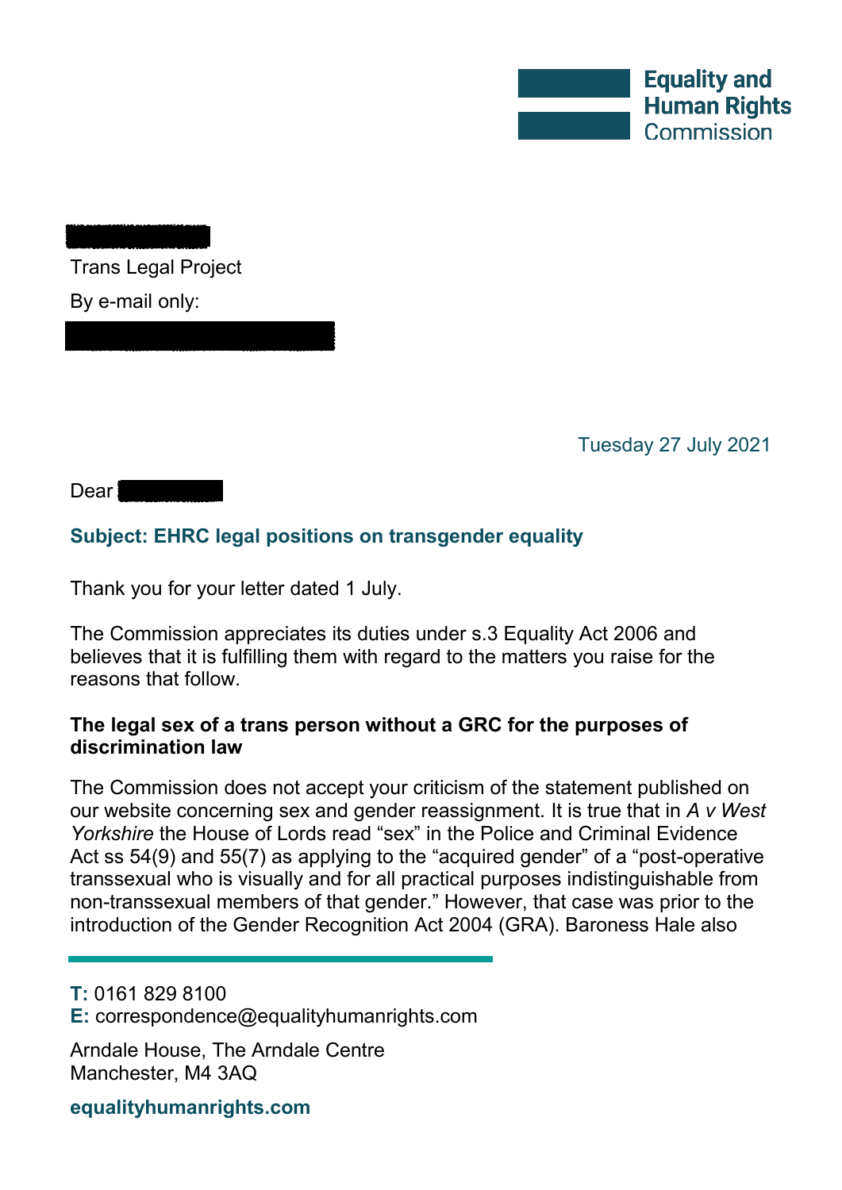Equality and Human Rights Commission

Trans Legal Project

By e-mail only:

Tuesday 27 July 2021

Dear

**Subject: EHRC legal positions on transgender equality**

Thank you for your letter dated 1 July.

The Commission appreciates its duties under s.3 Equality Act 2006 and believes that it is fulfilling them with regard to the matters you raise for the reasons that follow.

**The legal sex of a trans person without a GRC for the purposes of discrimination law**

The Commission does not accept your criticism of the statement published on our website concerning sex and gender reassignment. It is true that in *A v West Yorkshire* the House of Lords read "sex" in the Police and Criminal Evidence Act ss 54(9) and 55(7) as applying to the "acquired gender" of a "post-operative transsexual who is visually and for all practical purposes indistinguishable from non-transsexual members of that gender." However, that case was prior to the introduction of the Gender Recognition Act 2004 (GRA). Baroness Hale also

**T:** 0161 829 8100
**E:** correspondence@equalityhumanrights.com

Arndale House, The Arndale Centre
Manchester, M4 3AQ

**equalityhumanrights.com**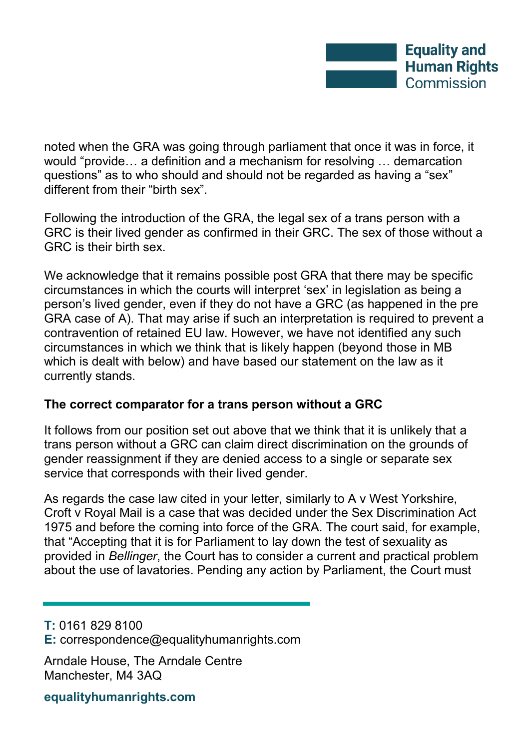noted when the GRA was going through parliament that once it was in force, it would "provide… a definition and a mechanism for resolving … demarcation questions" as to who should and should not be regarded as having a "sex" different from their "birth sex".

Following the introduction of the GRA, the legal sex of a trans person with a GRC is their lived gender as confirmed in their GRC. The sex of those without a GRC is their birth sex.

We acknowledge that it remains possible post GRA that there may be specific circumstances in which the courts will interpret 'sex' in legislation as being a person's lived gender, even if they do not have a GRC (as happened in the pre GRA case of A). That may arise if such an interpretation is required to prevent a contravention of retained EU law. However, we have not identified any such circumstances in which we think that is likely happen (beyond those in MB which is dealt with below) and have based our statement on the law as it currently stands.

**The correct comparator for a trans person without a GRC**

It follows from our position set out above that we think that it is unlikely that a trans person without a GRC can claim direct discrimination on the grounds of gender reassignment if they are denied access to a single or separate sex service that corresponds with their lived gender.

As regards the case law cited in your letter, similarly to A v West Yorkshire, Croft v Royal Mail is a case that was decided under the Sex Discrimination Act 1975 and before the coming into force of the GRA. The court said, for example, that "Accepting that it is for Parliament to lay down the test of sexuality as provided in *Bellinger*, the Court has to consider a current and practical problem about the use of lavatories. Pending any action by Parliament, the Court must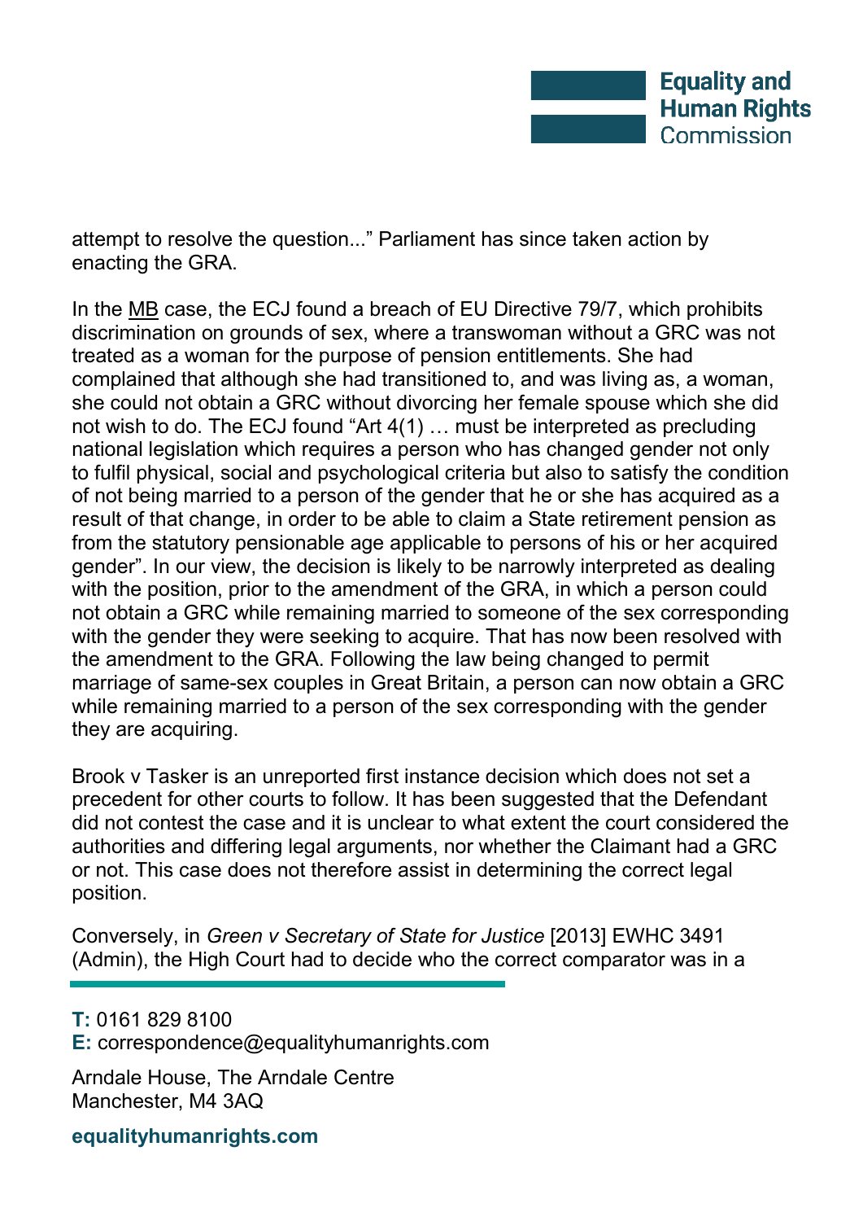attempt to resolve the question..." Parliament has since taken action by enacting the GRA.

In the MB case, the ECJ found a breach of EU Directive 79/7, which prohibits discrimination on grounds of sex, where a transwoman without a GRC was not treated as a woman for the purpose of pension entitlements. She had complained that although she had transitioned to, and was living as, a woman, she could not obtain a GRC without divorcing her female spouse which she did not wish to do. The ECJ found "Art 4(1) … must be interpreted as precluding national legislation which requires a person who has changed gender not only to fulfil physical, social and psychological criteria but also to satisfy the condition of not being married to a person of the gender that he or she has acquired as a result of that change, in order to be able to claim a State retirement pension as from the statutory pensionable age applicable to persons of his or her acquired gender". In our view, the decision is likely to be narrowly interpreted as dealing with the position, prior to the amendment of the GRA, in which a person could not obtain a GRC while remaining married to someone of the sex corresponding with the gender they were seeking to acquire. That has now been resolved with the amendment to the GRA. Following the law being changed to permit marriage of same-sex couples in Great Britain, a person can now obtain a GRC while remaining married to a person of the sex corresponding with the gender they are acquiring.

Brook v Tasker is an unreported first instance decision which does not set a precedent for other courts to follow. It has been suggested that the Defendant did not contest the case and it is unclear to what extent the court considered the authorities and differing legal arguments, nor whether the Claimant had a GRC or not. This case does not therefore assist in determining the correct legal position.

Conversely, in *Green v Secretary of State for Justice* [2013] EWHC 3491 (Admin), the High Court had to decide who the correct comparator was in a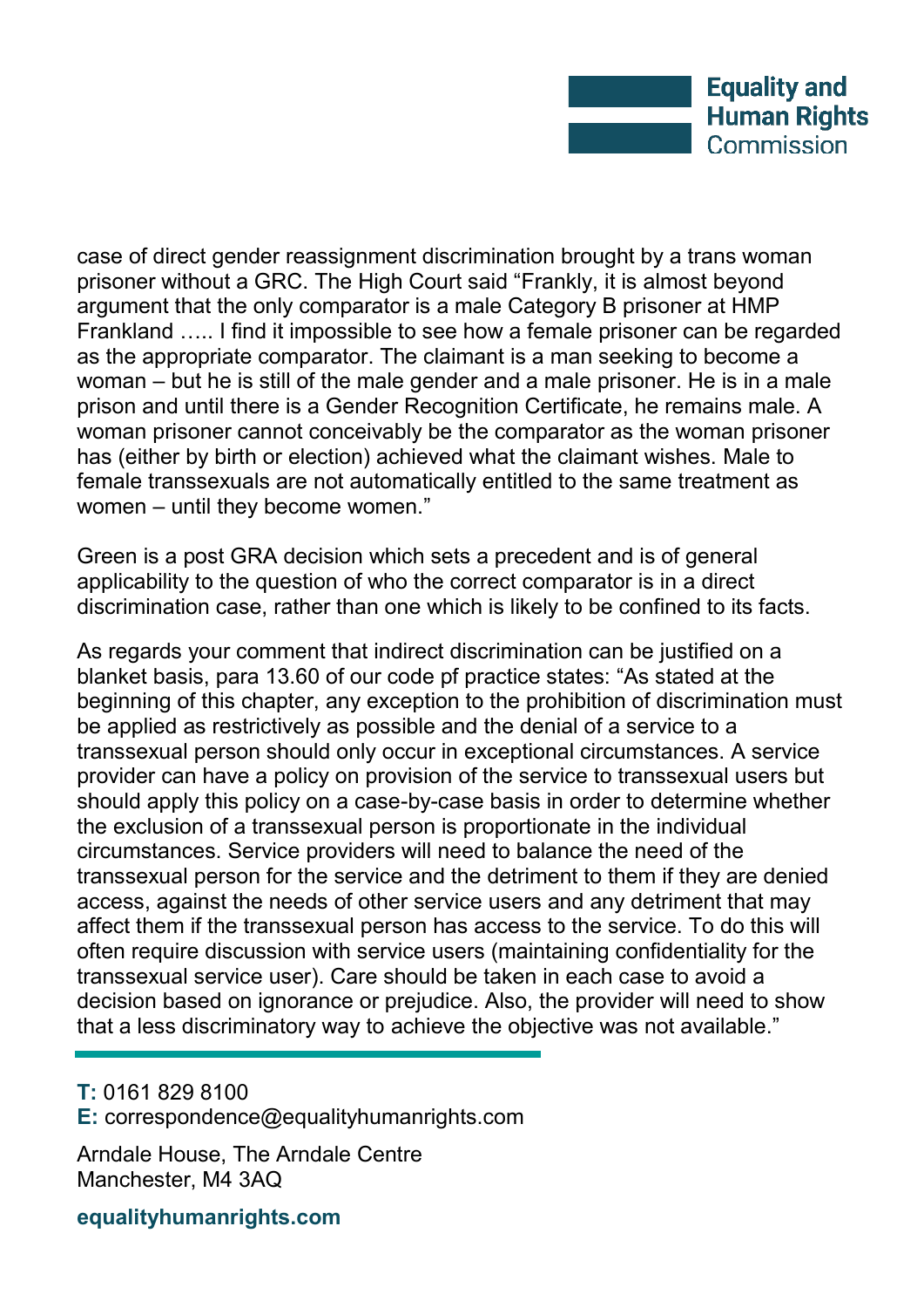case of direct gender reassignment discrimination brought by a trans woman prisoner without a GRC. The High Court said "Frankly, it is almost beyond argument that the only comparator is a male Category B prisoner at HMP Frankland ….. I find it impossible to see how a female prisoner can be regarded as the appropriate comparator. The claimant is a man seeking to become a woman – but he is still of the male gender and a male prisoner. He is in a male prison and until there is a Gender Recognition Certificate, he remains male. A woman prisoner cannot conceivably be the comparator as the woman prisoner has (either by birth or election) achieved what the claimant wishes. Male to female transsexuals are not automatically entitled to the same treatment as women – until they become women."

Green is a post GRA decision which sets a precedent and is of general applicability to the question of who the correct comparator is in a direct discrimination case, rather than one which is likely to be confined to its facts.

As regards your comment that indirect discrimination can be justified on a blanket basis, para 13.60 of our code pf practice states: "As stated at the beginning of this chapter, any exception to the prohibition of discrimination must be applied as restrictively as possible and the denial of a service to a transsexual person should only occur in exceptional circumstances. A service provider can have a policy on provision of the service to transsexual users but should apply this policy on a case-by-case basis in order to determine whether the exclusion of a transsexual person is proportionate in the individual circumstances. Service providers will need to balance the need of the transsexual person for the service and the detriment to them if they are denied access, against the needs of other service users and any detriment that may affect them if the transsexual person has access to the service. To do this will often require discussion with service users (maintaining confidentiality for the transsexual service user). Care should be taken in each case to avoid a decision based on ignorance or prejudice. Also, the provider will need to show that a less discriminatory way to achieve the objective was not available."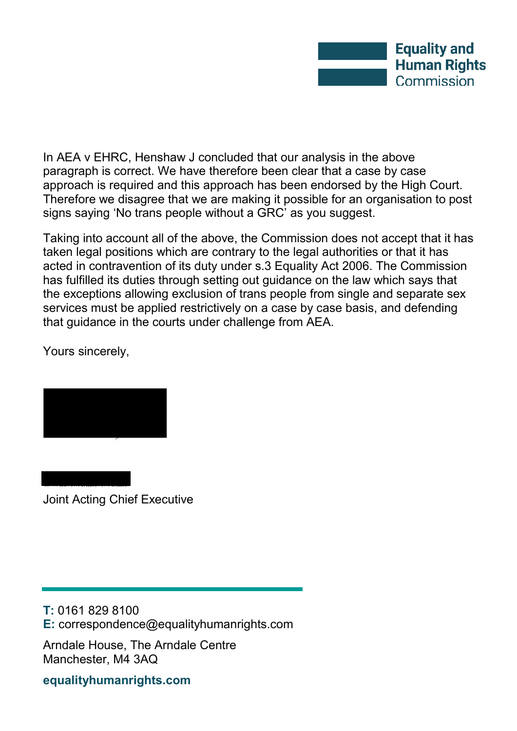In AEA v EHRC, Henshaw J concluded that our analysis in the above paragraph is correct. We have therefore been clear that a case by case approach is required and this approach has been endorsed by the High Court. Therefore we disagree that we are making it possible for an organisation to post signs saying 'No trans people without a GRC' as you suggest.

Taking into account all of the above, the Commission does not accept that it has taken legal positions which are contrary to the legal authorities or that it has acted in contravention of its duty under s.3 Equality Act 2006. The Commission has fulfilled its duties through setting out guidance on the law which says that the exceptions allowing exclusion of trans people from single and separate sex services must be applied restrictively on a case by case basis, and defending that guidance in the courts under challenge from AEA.

Yours sincerely,

Joint Acting Chief Executive

**T:** 0161 829 8100
**E:** correspondence@equalityhumanrights.com

Arndale House, The Arndale Centre
Manchester, M4 3AQ

**equalityhumanrights.com**